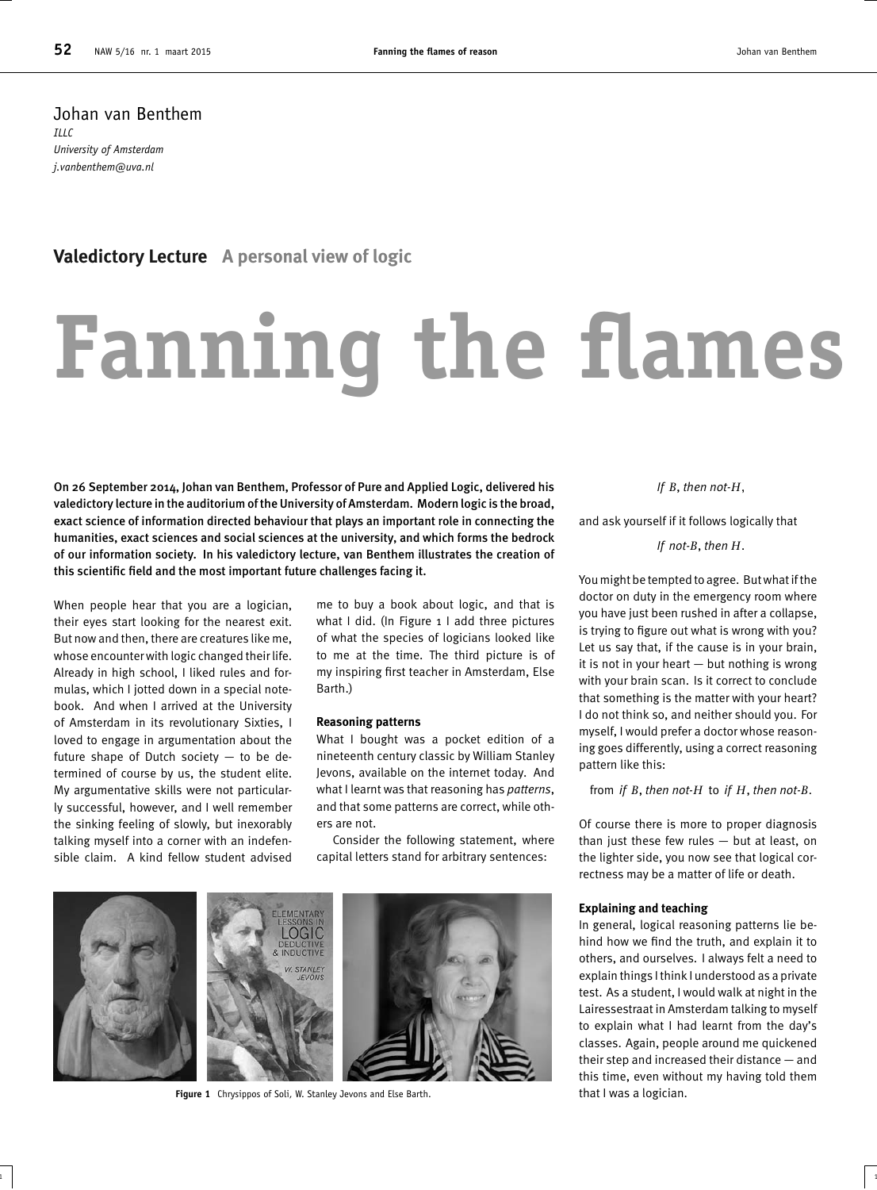Johan van Benthem
*ILLC*
*University of Amsterdam*
*j.vanbenthem@uva.nl*

**Valedictory Lecture** A personal view of logic

# Fanning the flames

**On 26 September 2014, Johan van Benthem, Professor of Pure and Applied Logic, delivered his valedictory lecture in the auditorium of the University of Amsterdam. Modern logic is the broad, exact science of information directed behaviour that plays an important role in connecting the humanities, exact sciences and social sciences at the university, and which forms the bedrock of our information society. In his valedictory lecture, van Benthem illustrates the creation of this scientific field and the most important future challenges facing it.**

When people hear that you are a logician, their eyes start looking for the nearest exit. But now and then, there are creatures like me, whose encounter with logic changed their life. Already in high school, I liked rules and formulas, which I jotted down in a special notebook. And when I arrived at the University of Amsterdam in its revolutionary Sixties, I loved to engage in argumentation about the future shape of Dutch society — to be determined of course by us, the student elite. My argumentative skills were not particularly successful, however, and I well remember the sinking feeling of slowly, but inexorably talking myself into a corner with an indefensible claim. A kind fellow student advised me to buy a book about logic, and that is what I did. (In Figure 1 I add three pictures of what the species of logicians looked like to me at the time. The third picture is of my inspiring first teacher in Amsterdam, Else Barth.)

Figure 1 Chrysippos of Soli, W. Stanley Jevons and Else Barth.

### Reasoning patterns

What I bought was a pocket edition of a nineteenth century classic by William Stanley Jevons, available on the internet today. And what I learnt was that reasoning has *patterns*, and that some patterns are correct, while others are not.

Consider the following statement, where capital letters stand for arbitrary sentences:

*If $B$, then not-$H$*,

and ask yourself if it follows logically that

*If not-$B$, then $H$*.

You might be tempted to agree. But what if the doctor on duty in the emergency room where you have just been rushed in after a collapse, is trying to figure out what is wrong with you? Let us say that, if the cause is in your brain, it is not in your heart — but nothing is wrong with your brain scan. Is it correct to conclude that something is the matter with your heart? I do not think so, and neither should you. For myself, I would prefer a doctor whose reasoning goes differently, using a correct reasoning pattern like this:

from *if $B$, then not-$H$* to *if $H$, then not-$B$*.

Of course there is more to proper diagnosis than just these few rules — but at least, on the lighter side, you now see that logical correctness may be a matter of life or death.

### Explaining and teaching

In general, logical reasoning patterns lie behind how we find the truth, and explain it to others, and ourselves. I always felt a need to explain things I think I understood as a private test. As a student, I would walk at night in the Lairessestraat in Amsterdam talking to myself to explain what I had learnt from the day's classes. Again, people around me quickened their step and increased their distance — and this time, even without my having told them that I was a logician.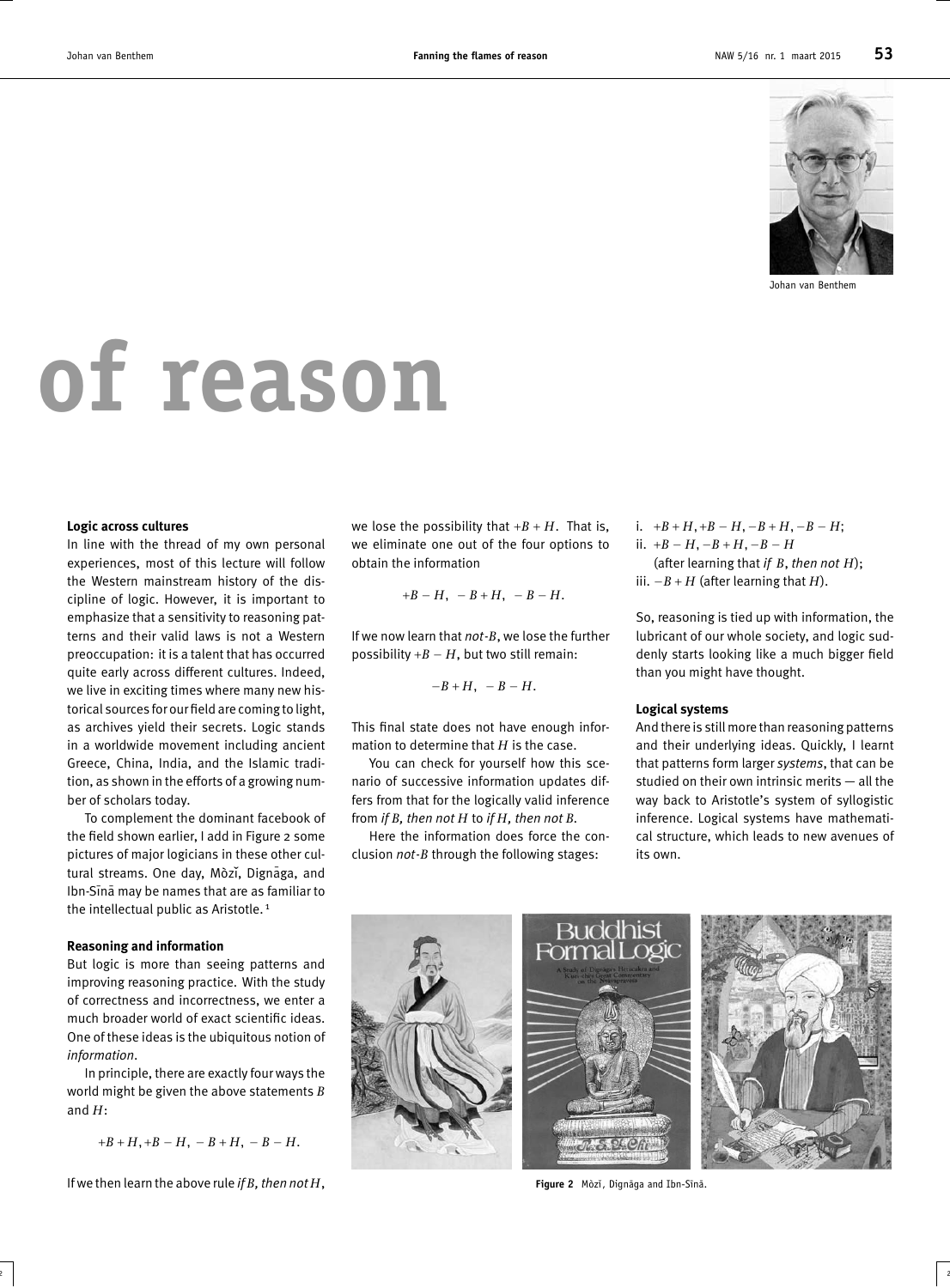# of reason

Johan van Benthem

### Logic across cultures

In line with the thread of my own personal experiences, most of this lecture will follow the Western mainstream history of the discipline of logic. However, it is important to emphasize that a sensitivity to reasoning patterns and their valid laws is not a Western preoccupation: it is a talent that has occurred quite early across different cultures. Indeed, we live in exciting times where many new historical sources for our field are coming to light, as archives yield their secrets. Logic stands in a worldwide movement including ancient Greece, China, India, and the Islamic tradition, as shown in the efforts of a growing number of scholars today.

To complement the dominant facebook of the field shown earlier, I add in Figure 2 some pictures of major logicians in these other cultural streams. One day, Mòzǐ, Dignāga, and Ibn-Sīnā may be names that are as familiar to the intellectual public as Aristotle. [1]

### Reasoning and information

But logic is more than seeing patterns and improving reasoning practice. With the study of correctness and incorrectness, we enter a much broader world of exact scientific ideas. One of these ideas is the ubiquitous notion of *information*.

In principle, there are exactly four ways the world might be given the above statements $B$ and $H$:

$$+B+H, +B-H, -B+H, -B-H.$$

If we then learn the above rule *if $B$, then not $H$*, we lose the possibility that $+B+H$. That is, we eliminate one out of the four options to obtain the information

$$+B-H, \ -B+H, \ -B-H.$$

If we now learn that *not-$B$*, we lose the further possibility $+B-H$, but two still remain:

$$-B+H, \ -B-H.$$

This final state does not have enough information to determine that $H$ is the case.

You can check for yourself how this scenario of successive information updates differs from that for the logically valid inference from *if $B$, then not $H$* to *if $H$, then not $B$*.

Here the information does force the conclusion *not-$B$* through the following stages:

i. $+B+H, +B-H, -B+H, -B-H$;
ii. $+B-H, -B+H, -B-H$
(after learning that *if $B$, then not $H$*);
iii. $-B+H$ (after learning that $H$).

So, reasoning is tied up with information, the lubricant of our whole society, and logic suddenly starts looking like a much bigger field than you might have thought.

### Logical systems

And there is still more than reasoning patterns and their underlying ideas. Quickly, I learnt that patterns form larger *systems*, that can be studied on their own intrinsic merits — all the way back to Aristotle's system of syllogistic inference. Logical systems have mathematical structure, which leads to new avenues of its own.

**Figure 2** Mòzǐ, Dignāga and Ibn-Sīnā.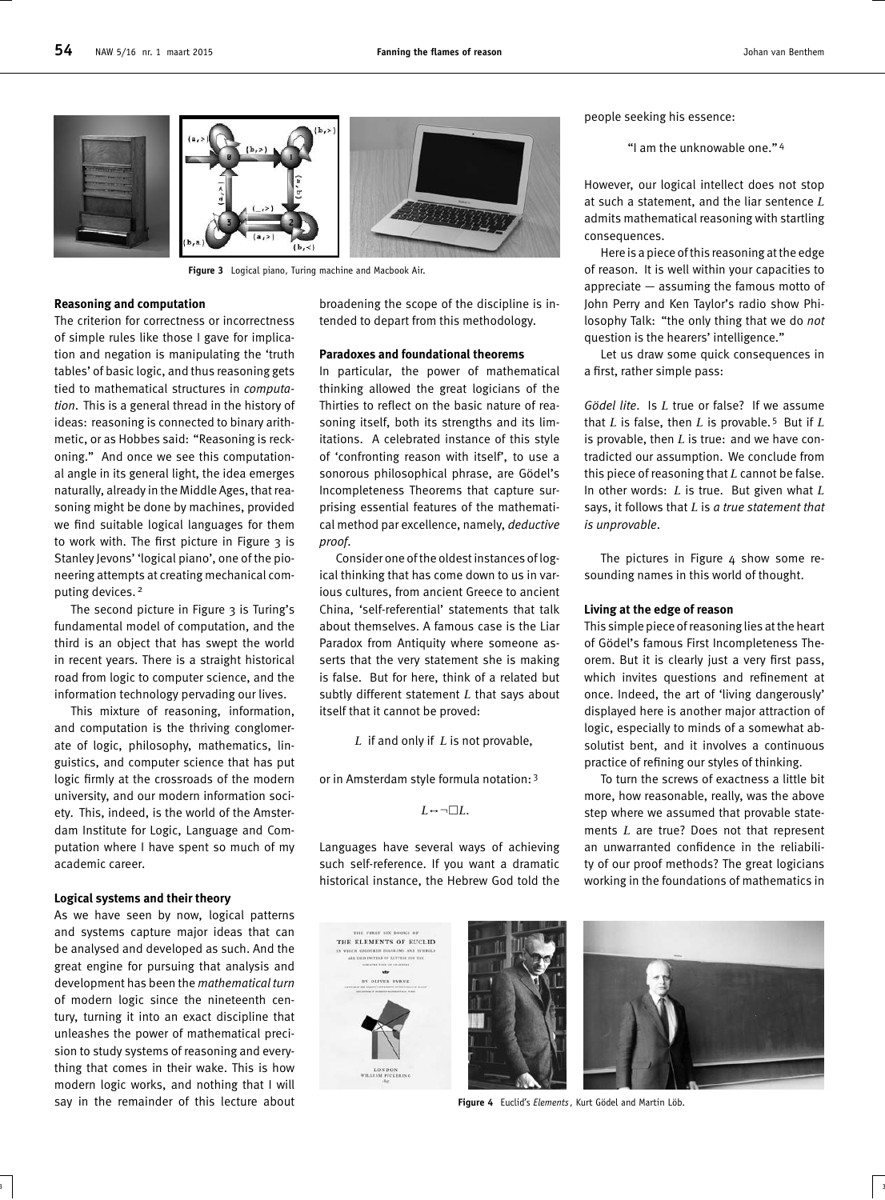Figure 3 Logical piano, Turing machine and Macbook Air.

### Reasoning and computation

The criterion for correctness or incorrectness of simple rules like those I gave for implication and negation is manipulating the 'truth tables' of basic logic, and thus reasoning gets tied to mathematical structures in *computation*. This is a general thread in the history of ideas: reasoning is connected to binary arithmetic, or as Hobbes said: "Reasoning is reckoning." And once we see this computational angle in its general light, the idea emerges naturally, already in the Middle Ages, that reasoning might be done by machines, provided we find suitable logical languages for them to work with. The first picture in Figure 3 is Stanley Jevons' 'logical piano', one of the pioneering attempts at creating mechanical computing devices. [2]

The second picture in Figure 3 is Turing's fundamental model of computation, and the third is an object that has swept the world in recent years. There is a straight historical road from logic to computer science, and the information technology pervading our lives.

This mixture of reasoning, information, and computation is the thriving conglomerate of logic, philosophy, mathematics, linguistics, and computer science that has put logic firmly at the crossroads of the modern university, and our modern information society. This, indeed, is the world of the Amsterdam Institute for Logic, Language and Computation where I have spent so much of my academic career.

### Logical systems and their theory

As we have seen by now, logical patterns and systems capture major ideas that can be analysed and developed as such. And the great engine for pursuing that analysis and development has been the *mathematical turn* of modern logic since the nineteenth century, turning it into an exact discipline that unleashes the power of mathematical precision to study systems of reasoning and everything that comes in their wake. This is how modern logic works, and nothing that I will say in the remainder of this lecture about broadening the scope of the discipline is intended to depart from this methodology.

### Paradoxes and foundational theorems

In particular, the power of mathematical thinking allowed the great logicians of the Thirties to reflect on the basic nature of reasoning itself, both its strengths and its limitations. A celebrated instance of this style of 'confronting reason with itself', to use a sonorous philosophical phrase, are Gödel's Incompleteness Theorems that capture surprising essential features of the mathematical method par excellence, namely, *deductive proof*.

Consider one of the oldest instances of logical thinking that has come down to us in various cultures, from ancient Greece to ancient China, 'self-referential' statements that talk about themselves. A famous case is the Liar Paradox from Antiquity where someone asserts that the very statement she is making is false. But for here, think of a related but subtly different statement $L$ that says about itself that it cannot be proved:

$L$ if and only if $L$ is not provable,

or in Amsterdam style formula notation: [3]

$$L \leftrightarrow \neg \Box L.$$

Languages have several ways of achieving such self-reference. If you want a dramatic historical instance, the Hebrew God told the people seeking his essence:

"I am the unknowable one." [4]

However, our logical intellect does not stop at such a statement, and the liar sentence $L$ admits mathematical reasoning with startling consequences.

Here is a piece of this reasoning at the edge of reason. It is well within your capacities to appreciate — assuming the famous motto of John Perry and Ken Taylor's radio show Philosophy Talk: "the only thing that we do *not* question is the hearers' intelligence."

Let us draw some quick consequences in a first, rather simple pass:

*Gödel lite.* Is $L$ true or false? If we assume that $L$ is false, then $L$ is provable. [5] But if $L$ is provable, then $L$ is true: and we have contradicted our assumption. We conclude from this piece of reasoning that $L$ cannot be false. In other words: $L$ is true. But given what $L$ says, it follows that $L$ is *a true statement that is unprovable*.

The pictures in Figure 4 show some resounding names in this world of thought.

### Living at the edge of reason

This simple piece of reasoning lies at the heart of Gödel's famous First Incompleteness Theorem. But it is clearly just a very first pass, which invites questions and refinement at once. Indeed, the art of 'living dangerously' displayed here is another major attraction of logic, especially to minds of a somewhat absolutist bent, and it involves a continuous practice of refining our styles of thinking.

To turn the screws of exactness a little bit more, how reasonable, really, was the above step where we assumed that provable statements $L$ are true? Does not that represent an unwarranted confidence in the reliability of our proof methods? The great logicians working in the foundations of mathematics in

Figure 4 Euclid's *Elements*, Kurt Gödel and Martin Löb.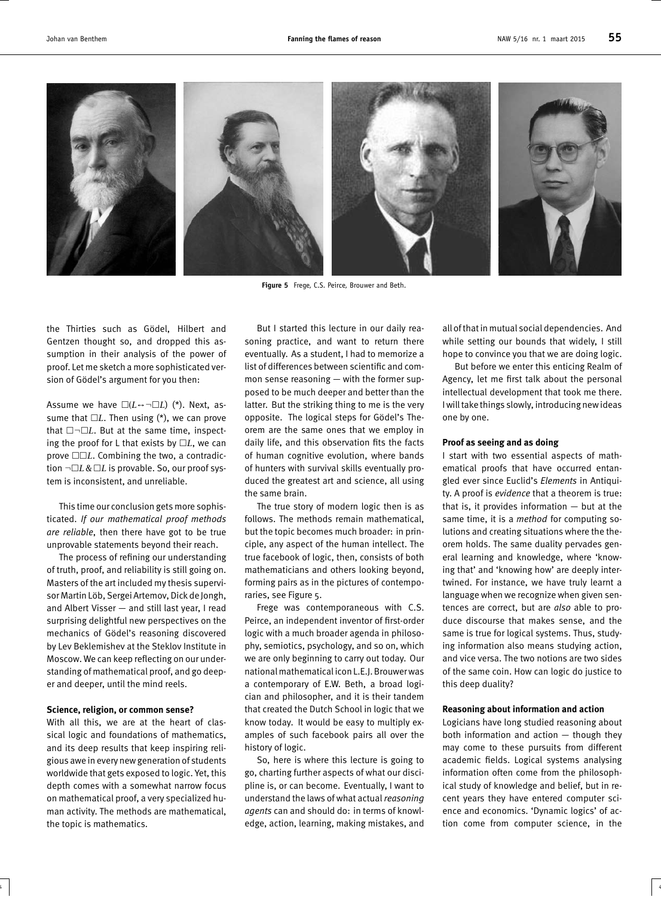Figure 5 Frege, C.S. Peirce, Brouwer and Beth.

the Thirties such as Gödel, Hilbert and Gentzen thought so, and dropped this assumption in their analysis of the power of proof. Let me sketch a more sophisticated version of Gödel's argument for you then:

Assume we have $\Box(L \leftrightarrow \neg\Box L)$ (*). Next, assume that $\Box L$. Then using (*), we can prove that $\Box\neg\Box L$. But at the same time, inspecting the proof for L that exists by $\Box L$, we can prove $\Box\Box L$. Combining the two, a contradiction $\neg\Box L \,\&\, \Box L$ is provable. So, our proof system is inconsistent, and unreliable.

This time our conclusion gets more sophisticated. *If our mathematical proof methods are reliable*, then there have got to be true unprovable statements beyond their reach.

The process of refining our understanding of truth, proof, and reliability is still going on. Masters of the art included my thesis supervisor Martin Löb, Sergei Artemov, Dick de Jongh, and Albert Visser — and still last year, I read surprising delightful new perspectives on the mechanics of Gödel's reasoning discovered by Lev Beklemishev at the Steklov Institute in Moscow. We can keep reflecting on our understanding of mathematical proof, and go deeper and deeper, until the mind reels.

### Science, religion, or common sense?

With all this, we are at the heart of classical logic and foundations of mathematics, and its deep results that keep inspiring religious awe in every new generation of students worldwide that gets exposed to logic. Yet, this depth comes with a somewhat narrow focus on mathematical proof, a very specialized human activity. The methods are mathematical, the topic is mathematics.

But I started this lecture in our daily reasoning practice, and want to return there eventually. As a student, I had to memorize a list of differences between scientific and common sense reasoning — with the former supposed to be much deeper and better than the latter. But the striking thing to me is the very opposite. The logical steps for Gödel's Theorem are the same ones that we employ in daily life, and this observation fits the facts of human cognitive evolution, where bands of hunters with survival skills eventually produced the greatest art and science, all using the same brain.

The true story of modern logic then is as follows. The methods remain mathematical, but the topic becomes much broader: in principle, any aspect of the human intellect. The true facebook of logic, then, consists of both mathematicians and others looking beyond, forming pairs as in the pictures of contemporaries, see Figure 5.

Frege was contemporaneous with C.S. Peirce, an independent inventor of first-order logic with a much broader agenda in philosophy, semiotics, psychology, and so on, which we are only beginning to carry out today. Our national mathematical icon L.E.J. Brouwer was a contemporary of E.W. Beth, a broad logician and philosopher, and it is their tandem that created the Dutch School in logic that we know today. It would be easy to multiply examples of such facebook pairs all over the history of logic.

So, here is where this lecture is going to go, charting further aspects of what our discipline is, or can become. Eventually, I want to understand the laws of what actual *reasoning agents* can and should do: in terms of knowledge, action, learning, making mistakes, and all of that in mutual social dependencies. And while setting our bounds that widely, I still hope to convince you that we are doing logic.

But before we enter this enticing Realm of Agency, let me first talk about the personal intellectual development that took me there. I will take things slowly, introducing new ideas one by one.

### Proof as seeing and as doing

I start with two essential aspects of mathematical proofs that have occurred entangled ever since Euclid's *Elements* in Antiquity. A proof is *evidence* that a theorem is true: that is, it provides information — but at the same time, it is a *method* for computing solutions and creating situations where the theorem holds. The same duality pervades general learning and knowledge, where 'knowing that' and 'knowing how' are deeply intertwined. For instance, we have truly learnt a language when we recognize when given sentences are correct, but are *also* able to produce discourse that makes sense, and the same is true for logical systems. Thus, studying information also means studying action, and vice versa. The two notions are two sides of the same coin. How can logic do justice to this deep duality?

### Reasoning about information and action

Logicians have long studied reasoning about both information and action — though they may come to these pursuits from different academic fields. Logical systems analysing information often come from the philosophical study of knowledge and belief, but in recent years they have entered computer science and economics. 'Dynamic logics' of action come from computer science, in the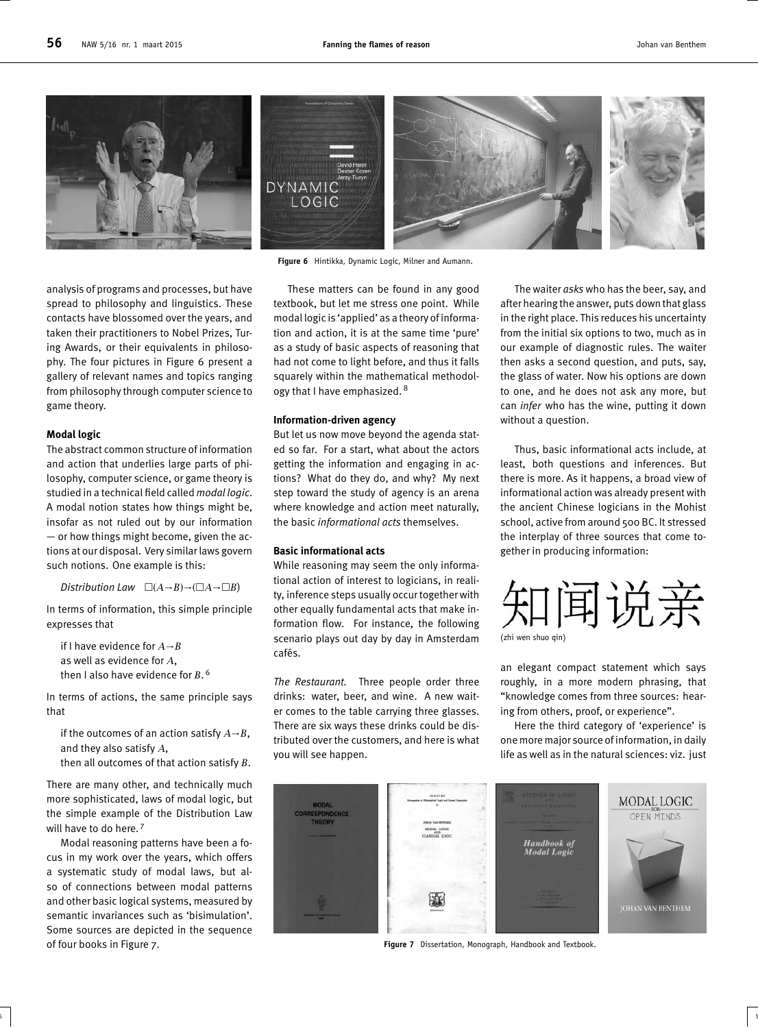Figure 6 Hintikka, Dynamic Logic, Milner and Aumann.

analysis of programs and processes, but have spread to philosophy and linguistics. These contacts have blossomed over the years, and taken their practitioners to Nobel Prizes, Turing Awards, or their equivalents in philosophy. The four pictures in Figure 6 present a gallery of relevant names and topics ranging from philosophy through computer science to game theory.

### Modal logic

The abstract common structure of information and action that underlies large parts of philosophy, computer science, or game theory is studied in a technical field called *modal logic*. A modal notion states how things might be, insofar as not ruled out by our information — or how things might become, given the actions at our disposal. Very similar laws govern such notions. One example is this:

*Distribution Law* $\Box(A \to B) \to (\Box A \to \Box B)$

In terms of information, this simple principle expresses that

> if I have evidence for $A \to B$
> as well as evidence for $A$,
> then I also have evidence for $B$.[6]

In terms of actions, the same principle says that

> if the outcomes of an action satisfy $A \to B$,
> and they also satisfy $A$,
> then all outcomes of that action satisfy $B$.

There are many other, and technically much more sophisticated, laws of modal logic, but the simple example of the Distribution Law will have to do here.[7]

Modal reasoning patterns have been a focus in my work over the years, which offers a systematic study of modal laws, but also of connections between modal patterns and other basic logical systems, measured by semantic invariances such as 'bisimulation'. Some sources are depicted in the sequence of four books in Figure 7.

These matters can be found in any good textbook, but let me stress one point. While modal logic is 'applied' as a theory of information and action, it is at the same time 'pure' as a study of basic aspects of reasoning that had not come to light before, and thus it falls squarely within the mathematical methodology that I have emphasized.[8]

### Information-driven agency

But let us now move beyond the agenda stated so far. For a start, what about the actors getting the information and engaging in actions? What do they do, and why? My next step toward the study of agency is an arena where knowledge and action meet naturally, the basic *informational acts* themselves.

### Basic informational acts

While reasoning may seem the only informational action of interest to logicians, in reality, inference steps usually occur together with other equally fundamental acts that make information flow. For instance, the following scenario plays out day by day in Amsterdam cafés.

*The Restaurant.* Three people order three drinks: water, beer, and wine. A new waiter comes to the table carrying three glasses. There are six ways these drinks could be distributed over the customers, and here is what you will see happen.

The waiter *asks* who has the beer, say, and after hearing the answer, puts down that glass in the right place. This reduces his uncertainty from the initial six options to two, much as in our example of diagnostic rules. The waiter then asks a second question, and puts, say, the glass of water. Now his options are down to one, and he does not ask any more, but can *infer* who has the wine, putting it down without a question.

Thus, basic informational acts include, at least, both questions and inferences. But there is more. As it happens, a broad view of informational action was already present with the ancient Chinese logicians in the Mohist school, active from around 500 BC. It stressed the interplay of three sources that come together in producing information:

知闻说亲
(zhi wen shuo qin)

an elegant compact statement which says roughly, in a more modern phrasing, that "knowledge comes from three sources: hearing from others, proof, or experience".

Here the third category of 'experience' is one more major source of information, in daily life as well as in the natural sciences: viz. just

Figure 7 Dissertation, Monograph, Handbook and Textbook.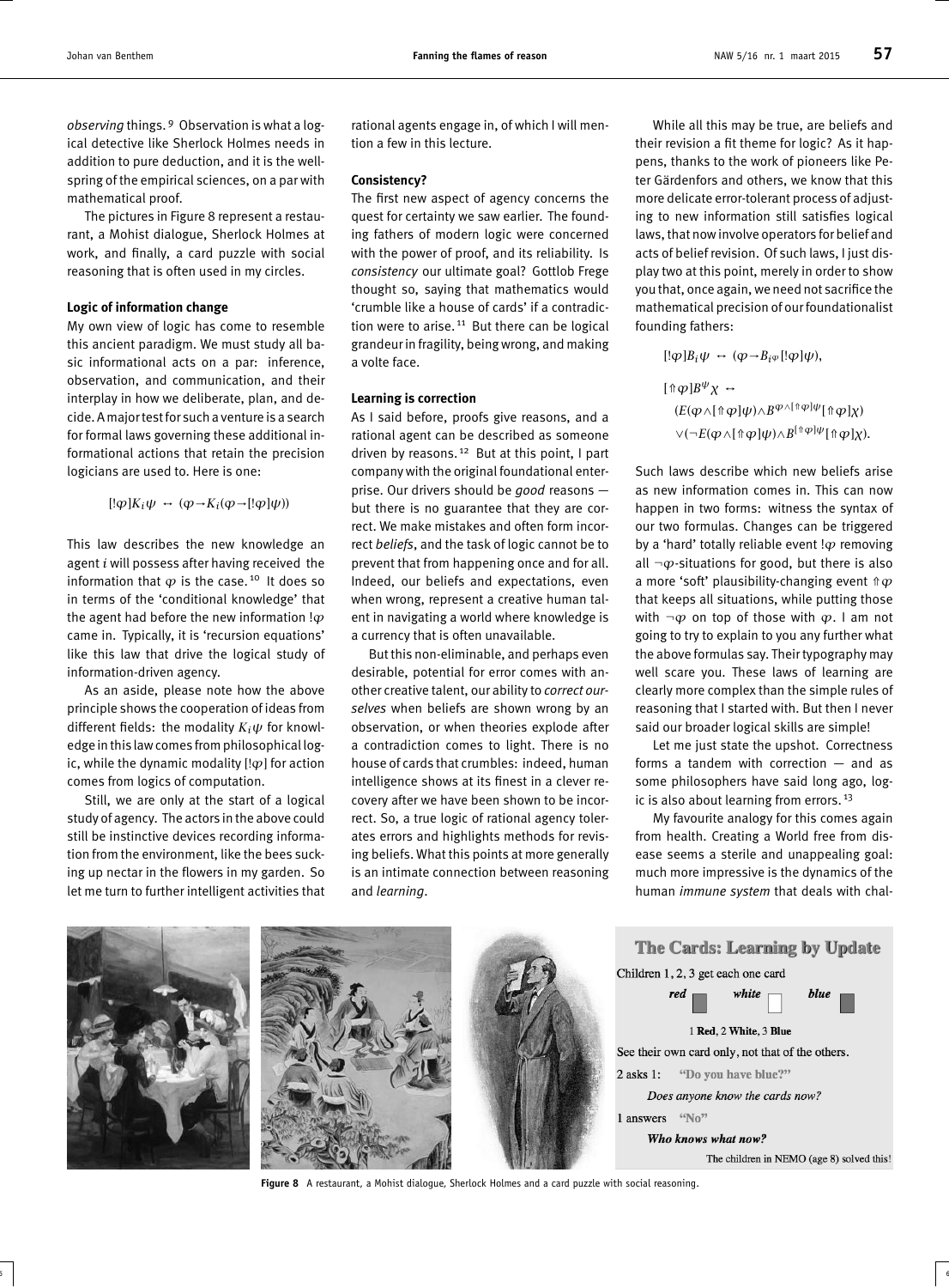*observing* things.[9] Observation is what a logical detective like Sherlock Holmes needs in addition to pure deduction, and it is the wellspring of the empirical sciences, on a par with mathematical proof.

The pictures in Figure 8 represent a restaurant, a Mohist dialogue, Sherlock Holmes at work, and finally, a card puzzle with social reasoning that is often used in my circles.

#### Logic of information change

My own view of logic has come to resemble this ancient paradigm. We must study all basic informational acts on a par: inference, observation, and communication, and their interplay in how we deliberate, plan, and decide. A major test for such a venture is a search for formal laws governing these additional informational actions that retain the precision logicians are used to. Here is one:

$$[!\varphi]K_i\psi \leftrightarrow (\varphi \to K_i(\varphi \to [!\varphi]\psi))$$

This law describes the new knowledge an agent $i$ will possess after having received the information that $\varphi$ is the case.[10] It does so in terms of the 'conditional knowledge' that the agent had before the new information $!\varphi$ came in. Typically, it is 'recursion equations' like this law that drive the logical study of information-driven agency.

As an aside, please note how the above principle shows the cooperation of ideas from different fields: the modality $K_i\psi$ for knowledge in this law comes from philosophical logic, while the dynamic modality $[!\varphi]$ for action comes from logics of computation.

Still, we are only at the start of a logical study of agency. The actors in the above could still be instinctive devices recording information from the environment, like the bees sucking up nectar in the flowers in my garden. So let me turn to further intelligent activities that rational agents engage in, of which I will mention a few in this lecture.

#### Consistency?

The first new aspect of agency concerns the quest for certainty we saw earlier. The founding fathers of modern logic were concerned with the power of proof, and its reliability. Is *consistency* our ultimate goal? Gottlob Frege thought so, saying that mathematics would 'crumble like a house of cards' if a contradiction were to arise.[11] But there can be logical grandeur in fragility, being wrong, and making a volte face.

#### Learning is correction

As I said before, proofs give reasons, and a rational agent can be described as someone driven by reasons.[12] But at this point, I part company with the original foundational enterprise. Our drivers should be *good* reasons — but there is no guarantee that they are correct. We make mistakes and often form incorrect *beliefs*, and the task of logic cannot be to prevent that from happening once and for all. Indeed, our beliefs and expectations, even when wrong, represent a creative human talent in navigating a world where knowledge is a currency that is often unavailable.

But this non-eliminable, and perhaps even desirable, potential for error comes with another creative talent, our ability to *correct ourselves* when beliefs are shown wrong by an observation, or when theories explode after a contradiction comes to light. There is no house of cards that crumbles: indeed, human intelligence shows at its finest in a clever recovery after we have been shown to be incorrect. So, a true logic of rational agency tolerates errors and highlights methods for revising beliefs. What this points at more generally is an intimate connection between reasoning and *learning*.

While all this may be true, are beliefs and their revision a fit theme for logic? As it happens, thanks to the work of pioneers like Peter Gärdenfors and others, we know that this more delicate error-tolerant process of adjusting to new information still satisfies logical laws, that now involve operators for belief and acts of belief revision. Of such laws, I just display two at this point, merely in order to show you that, once again, we need not sacrifice the mathematical precision of our foundationalist founding fathers:

$$[!\varphi]B_i\psi \leftrightarrow (\varphi \to B_i{}^{\varphi}[!\varphi]\psi),$$

$$[\Uparrow\varphi]B^{\psi}\chi \leftrightarrow$$
$$(E(\varphi \wedge [\Uparrow\varphi]\psi) \wedge B^{\varphi \wedge [\Uparrow\varphi]\psi}[\Uparrow\varphi]\chi)$$
$$\vee (\neg E(\varphi \wedge [\Uparrow\varphi]\psi) \wedge B^{[\Uparrow\varphi]\psi}[\Uparrow\varphi]\chi).$$

Such laws describe which new beliefs arise as new information comes in. This can now happen in two forms: witness the syntax of our two formulas. Changes can be triggered by a 'hard' totally reliable event $!\varphi$ removing all $\neg\varphi$-situations for good, but there is also a more 'soft' plausibility-changing event $\Uparrow\varphi$ that keeps all situations, while putting those with $\neg\varphi$ on top of those with $\varphi$. I am not going to try to explain to you any further what the above formulas say. Their typography may well scare you. These laws of learning are clearly more complex than the simple rules of reasoning that I started with. But then I never said our broader logical skills are simple!

Let me just state the upshot. Correctness forms a tandem with correction — and as some philosophers have said long ago, logic is also about learning from errors.[13]

My favourite analogy for this comes again from health. Creating a World free from disease seems a sterile and unappealing goal: much more impressive is the dynamics of the human *immune system* that deals with chal-

**Figure 8** A restaurant, a Mohist dialogue, Sherlock Holmes and a card puzzle with social reasoning.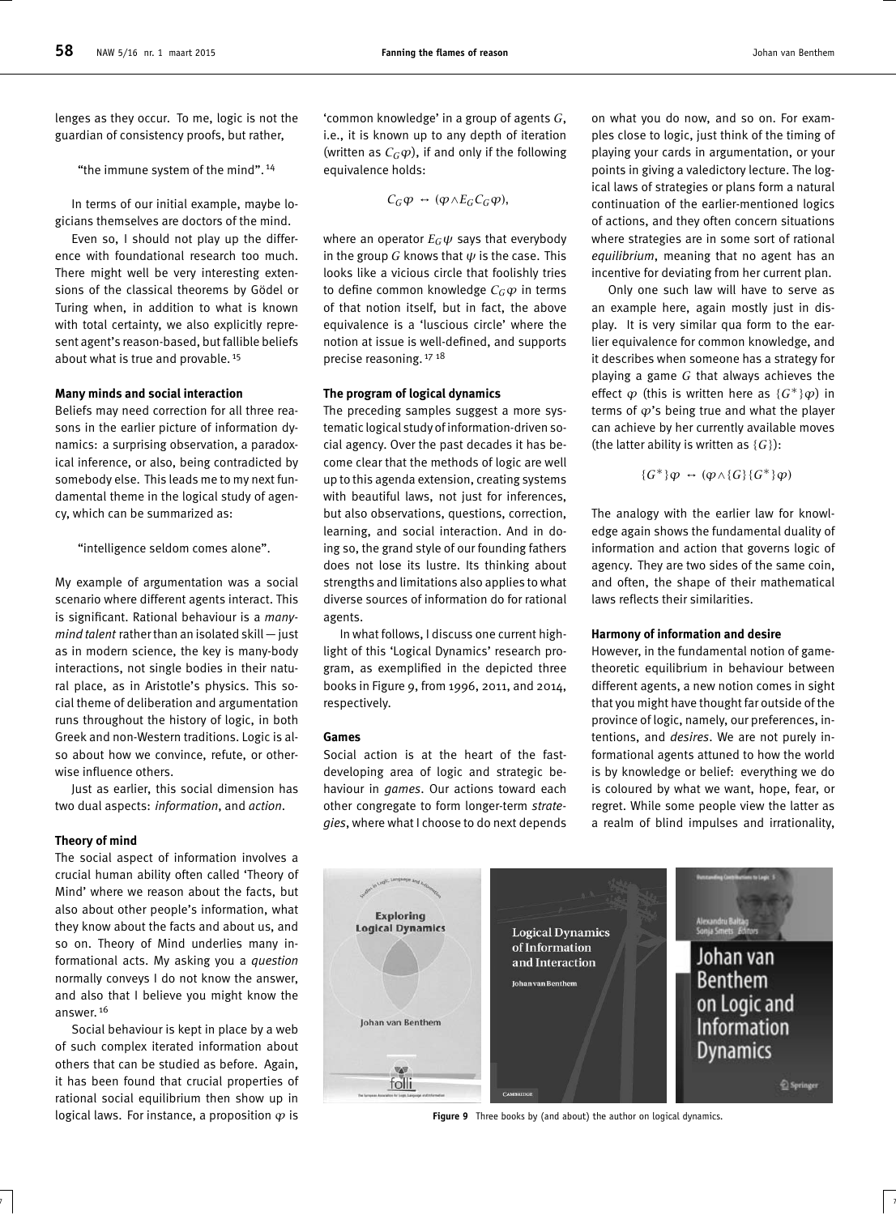lenges as they occur. To me, logic is not the guardian of consistency proofs, but rather,

> "the immune system of the mind".[14]

In terms of our initial example, maybe logicians themselves are doctors of the mind.

Even so, I should not play up the difference with foundational research too much. There might well be very interesting extensions of the classical theorems by Gödel or Turing when, in addition to what is known with total certainty, we also explicitly represent agent's reason-based, but fallible beliefs about what is true and provable.[15]

**Many minds and social interaction**

Beliefs may need correction for all three reasons in the earlier picture of information dynamics: a surprising observation, a paradoxical inference, or also, being contradicted by somebody else. This leads me to my next fundamental theme in the logical study of agency, which can be summarized as:

> "intelligence seldom comes alone".

My example of argumentation was a social scenario where different agents interact. This is significant. Rational behaviour is a *many-mind talent* rather than an isolated skill — just as in modern science, the key is many-body interactions, not single bodies in their natural place, as in Aristotle's physics. This social theme of deliberation and argumentation runs throughout the history of logic, in both Greek and non-Western traditions. Logic is also about how we convince, refute, or otherwise influence others.

Just as earlier, this social dimension has two dual aspects: *information*, and *action*.

**Theory of mind**

The social aspect of information involves a crucial human ability often called 'Theory of Mind' where we reason about the facts, but also about other people's information, what they know about the facts and about us, and so on. Theory of Mind underlies many informational acts. My asking you a *question* normally conveys I do not know the answer, and also that I believe you might know the answer.[16]

Social behaviour is kept in place by a web of such complex iterated information about others that can be studied as before. Again, it has been found that crucial properties of rational social equilibrium then show up in logical laws. For instance, a proposition $\varphi$ is 'common knowledge' in a group of agents $G$, i.e., it is known up to any depth of iteration (written as $C_G\varphi$), if and only if the following equivalence holds:

$$C_G\varphi \leftrightarrow (\varphi \wedge E_G C_G \varphi),$$

where an operator $E_G\psi$ says that everybody in the group $G$ knows that $\psi$ is the case. This looks like a vicious circle that foolishly tries to define common knowledge $C_G\varphi$ in terms of that notion itself, but in fact, the above equivalence is a 'luscious circle' where the notion at issue is well-defined, and supports precise reasoning.[17 18]

**The program of logical dynamics**

The preceding samples suggest a more systematic logical study of information-driven social agency. Over the past decades it has become clear that the methods of logic are well up to this agenda extension, creating systems with beautiful laws, not just for inferences, but also observations, questions, correction, learning, and social interaction. And in doing so, the grand style of our founding fathers does not lose its lustre. Its thinking about strengths and limitations also applies to what diverse sources of information do for rational agents.

In what follows, I discuss one current highlight of this 'Logical Dynamics' research program, as exemplified in the depicted three books in Figure 9, from 1996, 2011, and 2014, respectively.

**Games**

Social action is at the heart of the fast-developing area of logic and strategic behaviour in *games*. Our actions toward each other congregate to form longer-term *strategies*, where what I choose to do next depends on what you do now, and so on. For examples close to logic, just think of the timing of playing your cards in argumentation, or your points in giving a valedictory lecture. The logical laws of strategies or plans form a natural continuation of the earlier-mentioned logics of actions, and they often concern situations where strategies are in some sort of rational *equilibrium*, meaning that no agent has an incentive for deviating from her current plan.

Only one such law will have to serve as an example here, again mostly just in display. It is very similar qua form to the earlier equivalence for common knowledge, and it describes when someone has a strategy for playing a game $G$ that always achieves the effect $\varphi$ (this is written here as $\{G^*\}\varphi$) in terms of $\varphi$'s being true and what the player can achieve by her currently available moves (the latter ability is written as $\{G\}$):

$$\{G^*\}\varphi \leftrightarrow (\varphi \wedge \{G\}\{G^*\}\varphi)$$

The analogy with the earlier law for knowledge again shows the fundamental duality of information and action that governs logic of agency. They are two sides of the same coin, and often, the shape of their mathematical laws reflects their similarities.

**Harmony of information and desire**

However, in the fundamental notion of game-theoretic equilibrium in behaviour between different agents, a new notion comes in sight that you might have thought far outside of the province of logic, namely, our preferences, intentions, and *desires*. We are not purely informational agents attuned to how the world is by knowledge or belief: everything we do is coloured by what we want, hope, fear, or regret. While some people view the latter as a realm of blind impulses and irrationality,

**Figure 9** Three books by (and about) the author on logical dynamics.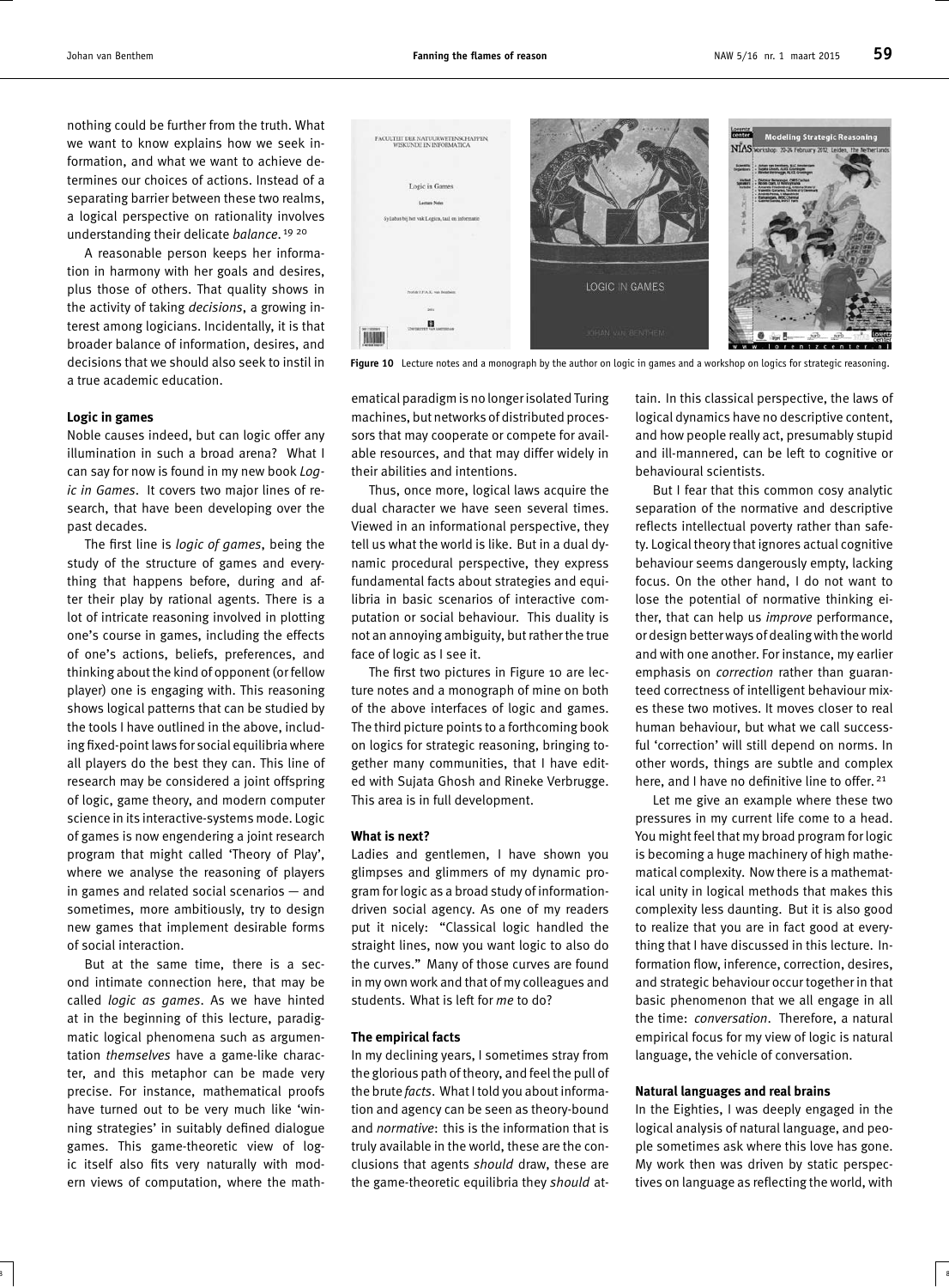nothing could be further from the truth. What we want to know explains how we seek information, and what we want to achieve determines our choices of actions. Instead of a separating barrier between these two realms, a logical perspective on rationality involves understanding their delicate *balance*.[19 20]

A reasonable person keeps her information in harmony with her goals and desires, plus those of others. That quality shows in the activity of taking *decisions*, a growing interest among logicians. Incidentally, it is that broader balance of information, desires, and decisions that we should also seek to instil in a true academic education.

### Logic in games

Noble causes indeed, but can logic offer any illumination in such a broad arena? What I can say for now is found in my new book *Logic in Games*. It covers two major lines of research, that have been developing over the past decades.

The first line is *logic of games*, being the study of the structure of games and everything that happens before, during and after their play by rational agents. There is a lot of intricate reasoning involved in plotting one's course in games, including the effects of one's actions, beliefs, preferences, and thinking about the kind of opponent (or fellow player) one is engaging with. This reasoning shows logical patterns that can be studied by the tools I have outlined in the above, including fixed-point laws for social equilibria where all players do the best they can. This line of research may be considered a joint offspring of logic, game theory, and modern computer science in its interactive-systems mode. Logic of games is now engendering a joint research program that might called 'Theory of Play', where we analyse the reasoning of players in games and related social scenarios — and sometimes, more ambitiously, try to design new games that implement desirable forms of social interaction.

But at the same time, there is a second intimate connection here, that may be called *logic as games*. As we have hinted at in the beginning of this lecture, paradigmatic logical phenomena such as argumentation *themselves* have a game-like character, and this metaphor can be made very precise. For instance, mathematical proofs have turned out to be very much like 'winning strategies' in suitably defined dialogue games. This game-theoretic view of logic itself also fits very naturally with modern views of computation, where the mathematical paradigm is no longer isolated Turing machines, but networks of distributed processors that may cooperate or compete for available resources, and that may differ widely in their abilities and intentions.

Thus, once more, logical laws acquire the dual character we have seen several times. Viewed in an informational perspective, they tell us what the world is like. But in a dual dynamic procedural perspective, they express fundamental facts about strategies and equilibria in basic scenarios of interactive computation or social behaviour. This duality is not an annoying ambiguity, but rather the true face of logic as I see it.

Figure 10 Lecture notes and a monograph by the author on logic in games and a workshop on logics for strategic reasoning.

The first two pictures in Figure 10 are lecture notes and a monograph of mine on both of the above interfaces of logic and games. The third picture points to a forthcoming book on logics for strategic reasoning, bringing together many communities, that I have edited with Sujata Ghosh and Rineke Verbrugge. This area is in full development.

### What is next?

Ladies and gentlemen, I have shown you glimpses and glimmers of my dynamic program for logic as a broad study of information-driven social agency. As one of my readers put it nicely: "Classical logic handled the straight lines, now you want logic to also do the curves." Many of those curves are found in my own work and that of my colleagues and students. What is left for *me* to do?

### The empirical facts

In my declining years, I sometimes stray from the glorious path of theory, and feel the pull of the brute *facts*. What I told you about information and agency can be seen as theory-bound and *normative*: this is the information that is truly available in the world, these are the conclusions that agents *should* draw, these are the game-theoretic equilibria they *should* attain. In this classical perspective, the laws of logical dynamics have no descriptive content, and how people really act, presumably stupid and ill-mannered, can be left to cognitive or behavioural scientists.

But I fear that this common cosy analytic separation of the normative and descriptive reflects intellectual poverty rather than safety. Logical theory that ignores actual cognitive behaviour seems dangerously empty, lacking focus. On the other hand, I do not want to lose the potential of normative thinking either, that can help us *improve* performance, or design better ways of dealing with the world and with one another. For instance, my earlier emphasis on *correction* rather than guaranteed correctness of intelligent behaviour mixes these two motives. It moves closer to real human behaviour, but what we call successful 'correction' will still depend on norms. In other words, things are subtle and complex here, and I have no definitive line to offer.[21]

Let me give an example where these two pressures in my current life come to a head. You might feel that my broad program for logic is becoming a huge machinery of high mathematical complexity. Now there is a mathematical unity in logical methods that makes this complexity less daunting. But it is also good to realize that you are in fact good at everything that I have discussed in this lecture. Information flow, inference, correction, desires, and strategic behaviour occur together in that basic phenomenon that we all engage in all the time: *conversation*. Therefore, a natural empirical focus for my view of logic is natural language, the vehicle of conversation.

### Natural languages and real brains

In the Eighties, I was deeply engaged in the logical analysis of natural language, and people sometimes ask where this love has gone. My work then was driven by static perspectives on language as reflecting the world, with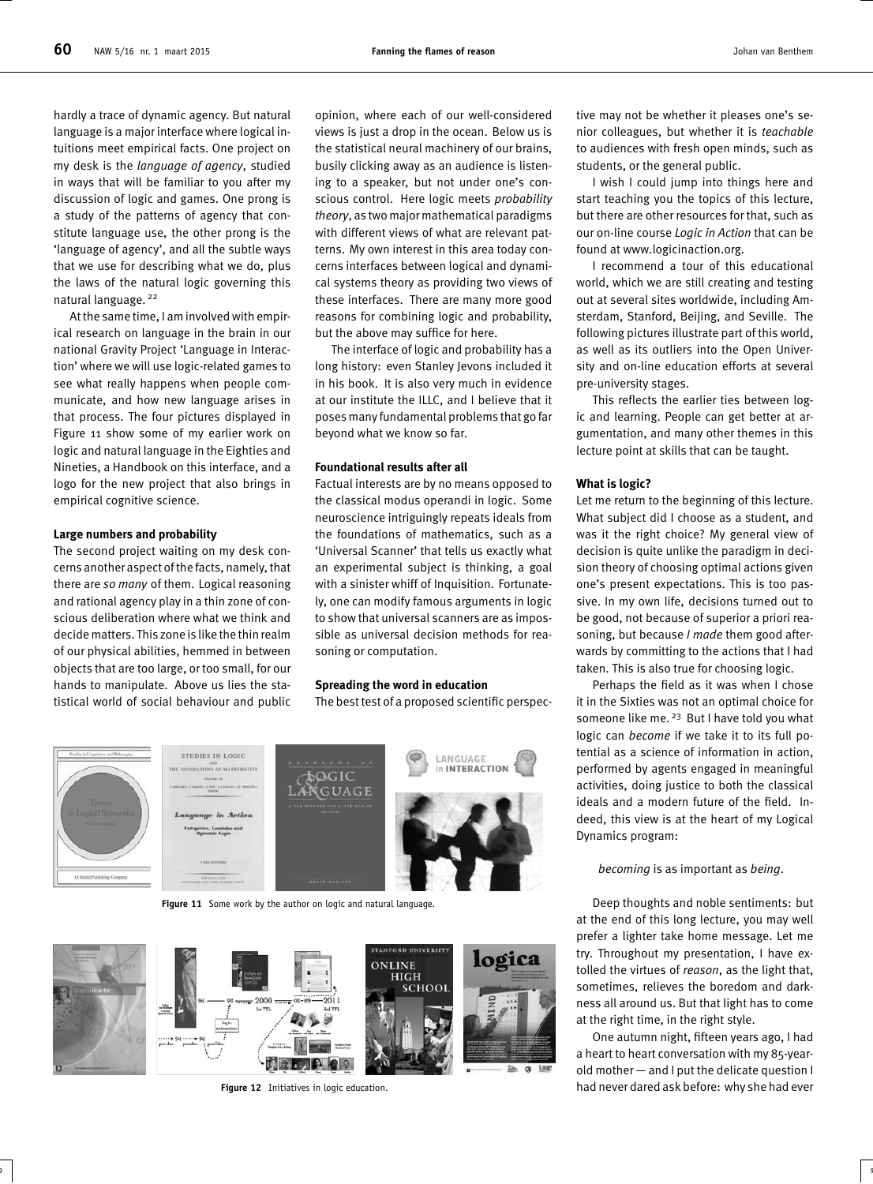hardly a trace of dynamic agency. But natural language is a major interface where logical intuitions meet empirical facts. One project on my desk is the *language of agency*, studied in ways that will be familiar to you after my discussion of logic and games. One prong is a study of the patterns of agency that constitute language use, the other prong is the 'language of agency', and all the subtle ways that we use for describing what we do, plus the laws of the natural logic governing this natural language. [22]

At the same time, I am involved with empirical research on language in the brain in our national Gravity Project 'Language in Interaction' where we will use logic-related games to see what really happens when people communicate, and how new language arises in that process. The four pictures displayed in Figure 11 show some of my earlier work on logic and natural language in the Eighties and Nineties, a Handbook on this interface, and a logo for the new project that also brings in empirical cognitive science.

### Large numbers and probability

The second project waiting on my desk concerns another aspect of the facts, namely, that there are *so many* of them. Logical reasoning and rational agency play in a thin zone of conscious deliberation where what we think and decide matters. This zone is like the thin realm of our physical abilities, hemmed in between objects that are too large, or too small, for our hands to manipulate. Above us lies the statistical world of social behaviour and public opinion, where each of our well-considered views is just a drop in the ocean. Below us is the statistical neural machinery of our brains, busily clicking away as an audience is listening to a speaker, but not under one's conscious control. Here logic meets *probability theory*, as two major mathematical paradigms with different views of what are relevant patterns. My own interest in this area today concerns interfaces between logical and dynamical systems theory as providing two views of these interfaces. There are many more good reasons for combining logic and probability, but the above may suffice for here.

The interface of logic and probability has a long history: even Stanley Jevons included it in his book. It is also very much in evidence at our institute the ILLC, and I believe that it poses many fundamental problems that go far beyond what we know so far.

### Foundational results after all

Factual interests are by no means opposed to the classical modus operandi in logic. Some neuroscience intriguingly repeats ideals from the foundations of mathematics, such as a 'Universal Scanner' that tells us exactly what an experimental subject is thinking, a goal with a sinister whiff of Inquisition. Fortunately, one can modify famous arguments in logic to show that universal scanners are as impossible as universal decision methods for reasoning or computation.

### Spreading the word in education

The best test of a proposed scientific perspective may not be whether it pleases one's senior colleagues, but whether it is *teachable* to audiences with fresh open minds, such as students, or the general public.

I wish I could jump into things here and start teaching you the topics of this lecture, but there are other resources for that, such as our on-line course *Logic in Action* that can be found at www.logicinaction.org.

I recommend a tour of this educational world, which we are still creating and testing out at several sites worldwide, including Amsterdam, Stanford, Beijing, and Seville. The following pictures illustrate part of this world, as well as its outliers into the Open University and on-line education efforts at several pre-university stages.

This reflects the earlier ties between logic and learning. People can get better at argumentation, and many other themes in this lecture point at skills that can be taught.

### What is logic?

Let me return to the beginning of this lecture. What subject did I choose as a student, and was it the right choice? My general view of decision is quite unlike the paradigm in decision theory of choosing optimal actions given one's present expectations. This is too passive. In my own life, decisions turned out to be good, not because of superior a priori reasoning, but because *I made* them good afterwards by committing to the actions that I had taken. This is also true for choosing logic.

Perhaps the field as it was when I chose it in the Sixties was not an optimal choice for someone like me. [23] But I have told you what logic can *become* if we take it to its full potential as a science of information in action, performed by agents engaged in meaningful activities, doing justice to both the classical ideals and a modern future of the field. Indeed, this view is at the heart of my Logical Dynamics program:

> *becoming* is as important as *being*.

Deep thoughts and noble sentiments: but at the end of this long lecture, you may well prefer a lighter take home message. Let me try. Throughout my presentation, I have extolled the virtues of *reason*, as the light that, sometimes, relieves the boredom and darkness all around us. But that light has to come at the right time, in the right style.

One autumn night, fifteen years ago, I had a heart to heart conversation with my 85-year-old mother — and I put the delicate question I had never dared ask before: why she had ever

**Figure 11** Some work by the author on logic and natural language.

**Figure 12** Initiatives in logic education.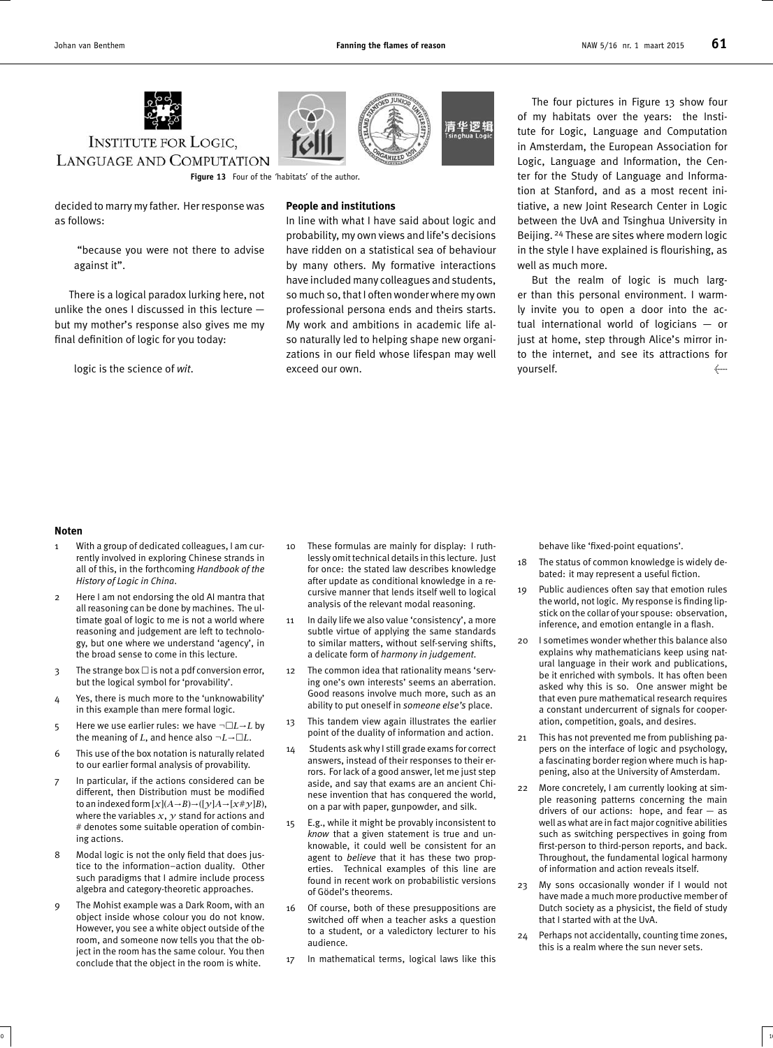Figure 13 Four of the 'habitats' of the author.

decided to marry my father. Her response was as follows:

> "because you were not there to advise against it".

There is a logical paradox lurking here, not unlike the ones I discussed in this lecture — but my mother's response also gives me my final definition of logic for you today:

> logic is the science of *wit*.

### People and institutions

In line with what I have said about logic and probability, my own views and life's decisions have ridden on a statistical sea of behaviour by many others. My formative interactions have included many colleagues and students, so much so, that I often wonder where my own professional persona ends and theirs starts. My work and ambitions in academic life also naturally led to helping shape new organizations in our field whose lifespan may well exceed our own.

The four pictures in Figure 13 show four of my habitats over the years: the Institute for Logic, Language and Computation in Amsterdam, the European Association for Logic, Language and Information, the Center for the Study of Language and Information at Stanford, and as a most recent initiative, a new Joint Research Center in Logic between the UvA and Tsinghua University in Beijing.[24] These are sites where modern logic in the style I have explained is flourishing, as well as much more.

But the realm of logic is much larger than this personal environment. I warmly invite you to open a door into the actual international world of logicians — or just at home, step through Alice's mirror into the internet, and see its attractions for yourself.

### Noten

1. With a group of dedicated colleagues, I am currently involved in exploring Chinese strands in all of this, in the forthcoming *Handbook of the History of Logic in China*.
2. Here I am not endorsing the old AI mantra that all reasoning can be done by machines. The ultimate goal of logic to me is not a world where reasoning and judgement are left to technology, but one where we understand 'agency', in the broad sense to come in this lecture.
3. The strange box $\Box$ is not a pdf conversion error, but the logical symbol for 'provability'.
4. Yes, there is much more to the 'unknowability' in this example than mere formal logic.
5. Here we use earlier rules: we have $\neg\Box L \to L$ by the meaning of $L$, and hence also $\neg L \to \Box L$.
6. This use of the box notation is naturally related to our earlier formal analysis of provability.
7. In particular, if the actions considered can be different, then Distribution must be modified to an indexed form $[x](A\to B)\to([y]A\to[x\#y]B)$, where the variables $x$, $y$ stand for actions and # denotes some suitable operation of combining actions.
8. Modal logic is not the only field that does justice to the information–action duality. Other such paradigms that I admire include process algebra and category-theoretic approaches.
9. The Mohist example was a Dark Room, with an object inside whose colour you do not know. However, you see a white object outside of the room, and someone now tells you that the object in the room has the same colour. You then conclude that the object in the room is white.
10. These formulas are mainly for display: I ruthlessly omit technical details in this lecture. Just for once: the stated law describes knowledge after update as conditional knowledge in a recursive manner that lends itself well to logical analysis of the relevant modal reasoning.
11. In daily life we also value 'consistency', a more subtle virtue of applying the same standards to similar matters, without self-serving shifts, a delicate form of *harmony in judgement*.
12. The common idea that rationality means 'serving one's own interests' seems an aberration. Good reasons involve much more, such as an ability to put oneself in *someone else's* place.
13. This tandem view again illustrates the earlier point of the duality of information and action.
14. Students ask why I still grade exams for correct answers, instead of their responses to their errors. For lack of a good answer, let me just step aside, and say that exams are an ancient Chinese invention that has conquered the world, on a par with paper, gunpowder, and silk.
15. E.g., while it might be provably inconsistent to *know* that a given statement is true and unknowable, it could well be consistent for an agent to *believe* that it has these two properties. Technical examples of this line are found in recent work on probabilistic versions of Gödel's theorems.
16. Of course, both of these presuppositions are switched off when a teacher asks a question to a student, or a valedictory lecturer to his audience.
17. In mathematical terms, logical laws like this behave like 'fixed-point equations'.
18. The status of common knowledge is widely debated: it may represent a useful fiction.
19. Public audiences often say that emotion rules the world, not logic. My response is finding lipstick on the collar of your spouse: observation, inference, and emotion entangle in a flash.
20. I sometimes wonder whether this balance also explains why mathematicians keep using natural language in their work and publications, be it enriched with symbols. It has often been asked why this is so. One answer might be that even pure mathematical research requires a constant undercurrent of signals for cooperation, competition, goals, and desires.
21. This has not prevented me from publishing papers on the interface of logic and psychology, a fascinating border region where much is happening, also at the University of Amsterdam.
22. More concretely, I am currently looking at simple reasoning patterns concerning the main drivers of our actions: hope, and fear — as well as what are in fact major cognitive abilities such as switching perspectives in going from first-person to third-person reports, and back. Throughout, the fundamental logical harmony of information and action reveals itself.
23. My sons occasionally wonder if I would not have made a much more productive member of Dutch society as a physicist, the field of study that I started with at the UvA.
24. Perhaps not accidentally, counting time zones, this is a realm where the sun never sets.